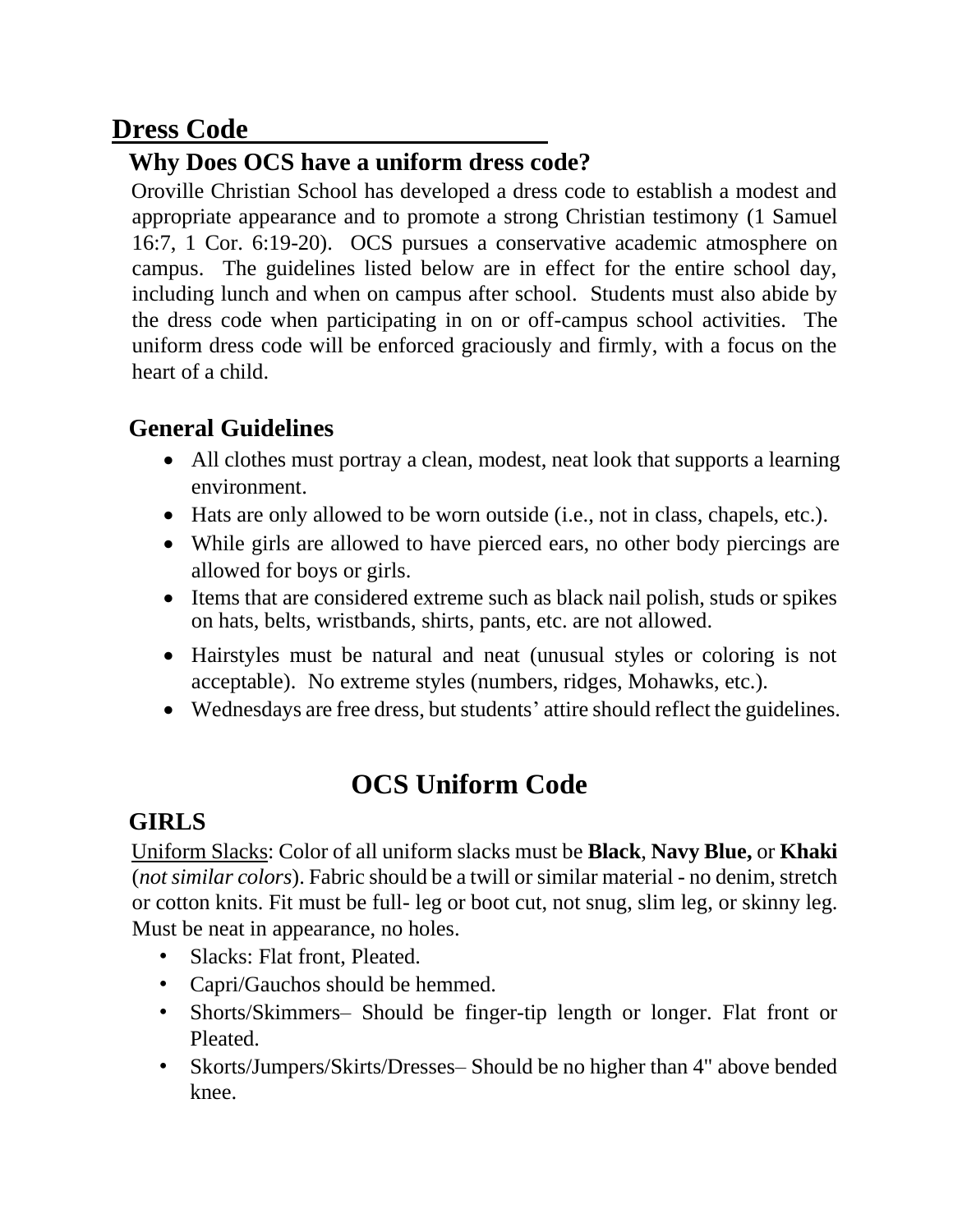# Dress Code

## Why Does OCS have a uniform dress code?

Oroville Christian School has developed a dress code to establish a modest and appropriate appearance and to promote a strong Christian testimony (1 Samuel 16:7, 1 Cor. 6:19-20). OCS pursues a conservative academic atmosphere on campus. The guidelines listed below are in effect for the entire school day, including lunch and when on campus after school. Students must also abide by the dress code when participating in on or off-campus school activities. The uniform dress code will be enforced graciously and firmly, with a focus on the heart of a child.

## General Guidelines

- All clothes must portray a clean, modest, neat look that supports a learning environment.
- Hats are only allowed to be worn outside (i.e., not in class, chapels, etc.).
- While girls are allowed to have pierced ears, no other body piercings are allowed for boys or girls.
- Items that are considered extreme such as black nail polish, studs or spikes on hats, belts, wristbands, shirts, pants, etc. are not allowed.
- Hairstyles must be natural and neat (unusual styles or coloring is not acceptable). No extreme styles (numbers, ridges, Mohawks, etc.).
- Wednesdays are free dress, but students' attire should reflect the guidelines.

# OCS Uniform Code

## GIRLS

Uniform Slacks: Color of all uniform slacks must be **Black**, **Navy Blue,** or **Khaki** (*not similar colors*). Fabric should be a twill or similar material - no denim, stretch or cotton knits. Fit must be full- leg or boot cut, not snug, slim leg, or skinny leg. Must be neat in appearance, no holes.

- Slacks: Flat front, Pleated.
- Capri/Gauchos should be hemmed.
- Shorts/Skimmers– Should be finger-tip length or longer. Flat front or Pleated.
- Skorts/Jumpers/Skirts/Dresses– Should be no higher than 4" above bended knee.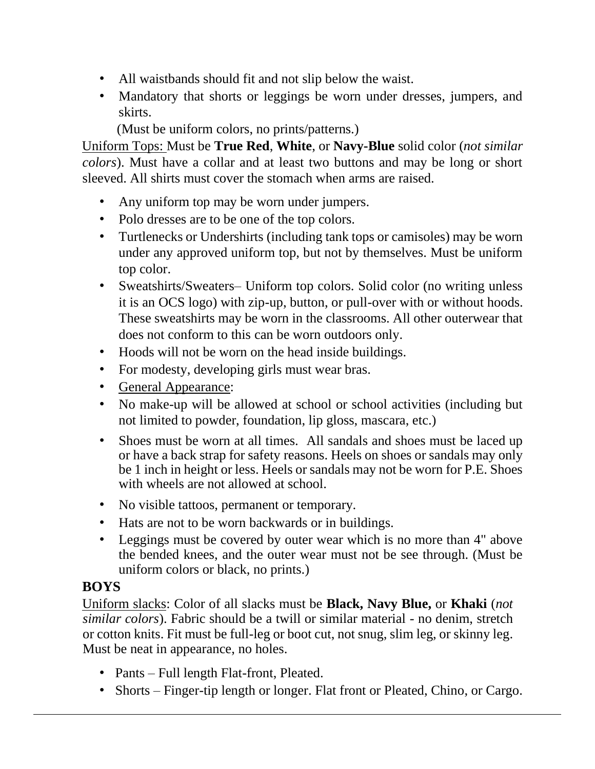- All waistbands should fit and not slip below the waist.
- Mandatory that shorts or leggings be worn under dresses, jumpers, and skirts.

  (Must be uniform colors, no prints/patterns.)

Uniform Tops: Must be **True Red**, **White**, or **Navy-Blue** solid color (*not similar colors*). Must have a collar and at least two buttons and may be long or short sleeved. All shirts must cover the stomach when arms are raised.

- Any uniform top may be worn under jumpers.
- Polo dresses are to be one of the top colors.
- Turtlenecks or Undershirts (including tank tops or camisoles) may be worn under any approved uniform top, but not by themselves. Must be uniform top color.
- Sweatshirts/Sweaters– Uniform top colors. Solid color (no writing unless it is an OCS logo) with zip-up, button, or pull-over with or without hoods. These sweatshirts may be worn in the classrooms. All other outerwear that does not conform to this can be worn outdoors only.
- Hoods will not be worn on the head inside buildings.
- For modesty, developing girls must wear bras.
- General Appearance:
- No make-up will be allowed at school or school activities (including but not limited to powder, foundation, lip gloss, mascara, etc.)
- Shoes must be worn at all times. All sandals and shoes must be laced up or have a back strap for safety reasons. Heels on shoes or sandals may only be 1 inch in height or less. Heels or sandals may not be worn for P.E. Shoes with wheels are not allowed at school.
- No visible tattoos, permanent or temporary.
- Hats are not to be worn backwards or in buildings.
- Leggings must be covered by outer wear which is no more than 4" above the bended knees, and the outer wear must not be see through. (Must be uniform colors or black, no prints.)

**BOYS**

Uniform slacks: Color of all slacks must be **Black, Navy Blue,** or **Khaki** (*not similar colors*). Fabric should be a twill or similar material - no denim, stretch or cotton knits. Fit must be full-leg or boot cut, not snug, slim leg, or skinny leg. Must be neat in appearance, no holes.

- Pants – Full length Flat-front, Pleated.
- Shorts – Finger-tip length or longer. Flat front or Pleated, Chino, or Cargo.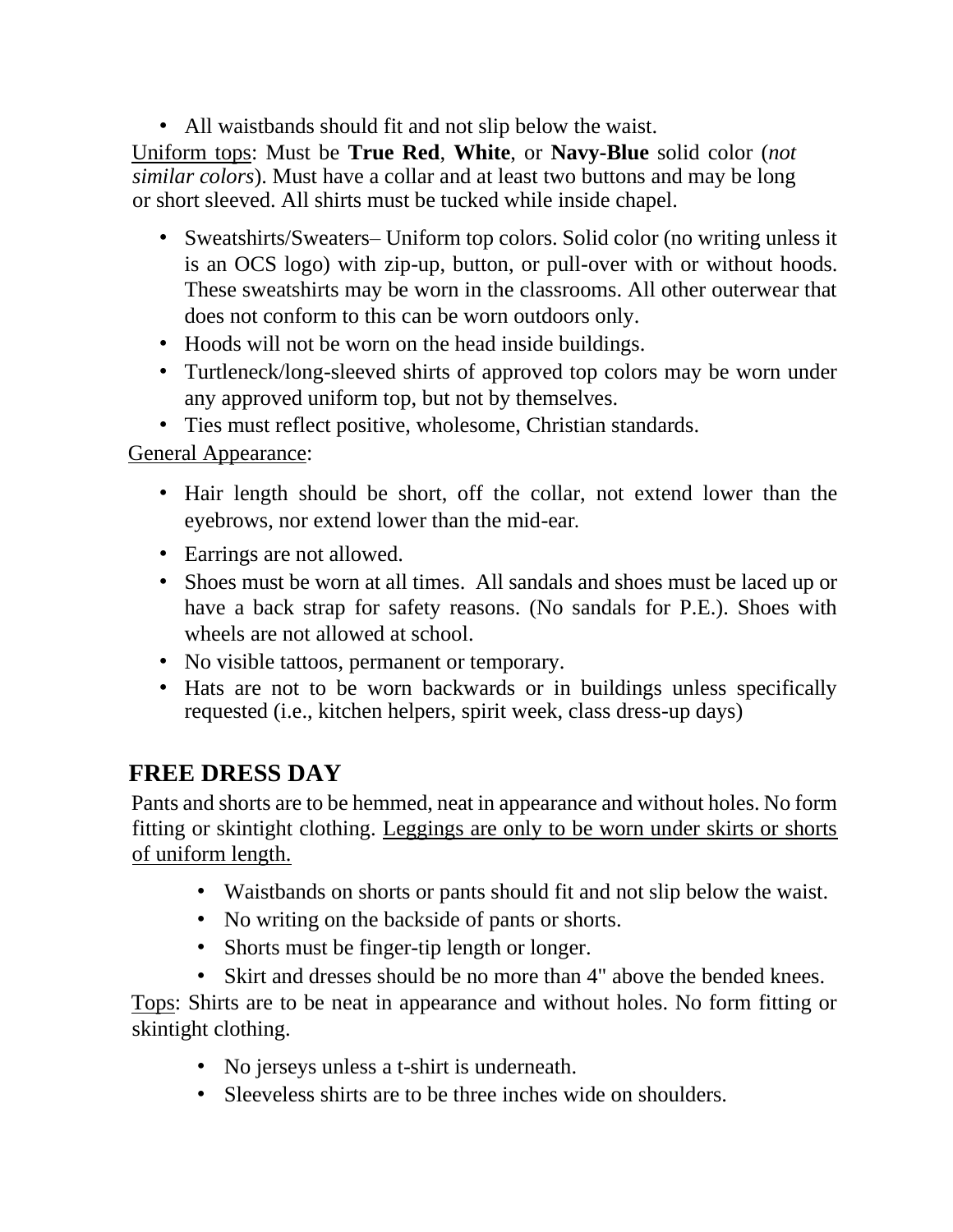- All waistbands should fit and not slip below the waist.

Uniform tops: Must be **True Red**, **White**, or **Navy-Blue** solid color (*not similar colors*). Must have a collar and at least two buttons and may be long or short sleeved. All shirts must be tucked while inside chapel.

- Sweatshirts/Sweaters– Uniform top colors. Solid color (no writing unless it is an OCS logo) with zip-up, button, or pull-over with or without hoods. These sweatshirts may be worn in the classrooms. All other outerwear that does not conform to this can be worn outdoors only.
- Hoods will not be worn on the head inside buildings.
- Turtleneck/long-sleeved shirts of approved top colors may be worn under any approved uniform top, but not by themselves.
- Ties must reflect positive, wholesome, Christian standards.

General Appearance:

- Hair length should be short, off the collar, not extend lower than the eyebrows, nor extend lower than the mid-ear.
- Earrings are not allowed.
- Shoes must be worn at all times. All sandals and shoes must be laced up or have a back strap for safety reasons. (No sandals for P.E.). Shoes with wheels are not allowed at school.
- No visible tattoos, permanent or temporary.
- Hats are not to be worn backwards or in buildings unless specifically requested (i.e., kitchen helpers, spirit week, class dress-up days)

## FREE DRESS DAY

Pants and shorts are to be hemmed, neat in appearance and without holes. No form fitting or skintight clothing. Leggings are only to be worn under skirts or shorts of uniform length.

- Waistbands on shorts or pants should fit and not slip below the waist.
- No writing on the backside of pants or shorts.
- Shorts must be finger-tip length or longer.
- Skirt and dresses should be no more than 4" above the bended knees.

Tops: Shirts are to be neat in appearance and without holes. No form fitting or skintight clothing.

- No jerseys unless a t-shirt is underneath.
- Sleeveless shirts are to be three inches wide on shoulders.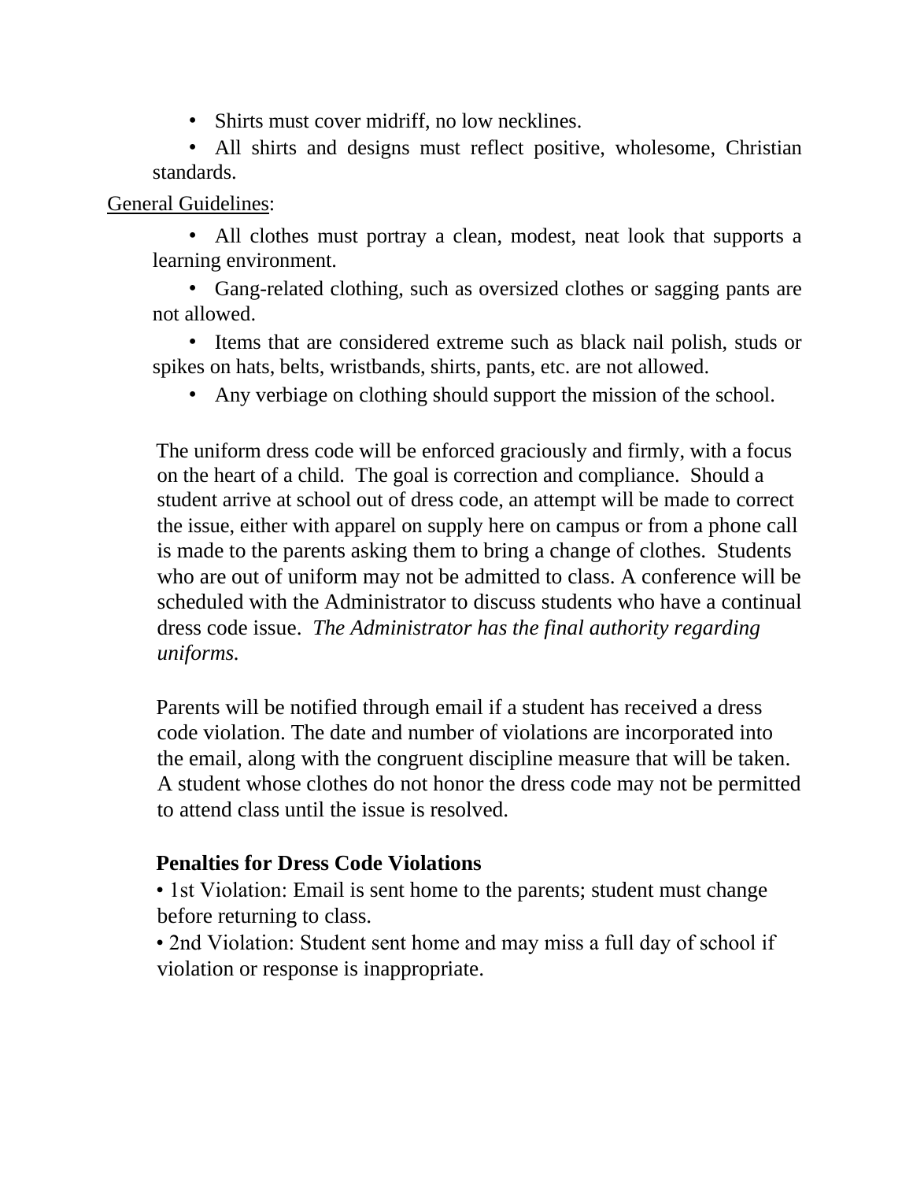- Shirts must cover midriff, no low necklines.
- All shirts and designs must reflect positive, wholesome, Christian standards.

General Guidelines:

- All clothes must portray a clean, modest, neat look that supports a learning environment.
- Gang-related clothing, such as oversized clothes or sagging pants are not allowed.
- Items that are considered extreme such as black nail polish, studs or spikes on hats, belts, wristbands, shirts, pants, etc. are not allowed.
- Any verbiage on clothing should support the mission of the school.

The uniform dress code will be enforced graciously and firmly, with a focus on the heart of a child. The goal is correction and compliance. Should a student arrive at school out of dress code, an attempt will be made to correct the issue, either with apparel on supply here on campus or from a phone call is made to the parents asking them to bring a change of clothes. Students who are out of uniform may not be admitted to class. A conference will be scheduled with the Administrator to discuss students who have a continual dress code issue. *The Administrator has the final authority regarding uniforms.*

Parents will be notified through email if a student has received a dress code violation. The date and number of violations are incorporated into the email, along with the congruent discipline measure that will be taken. A student whose clothes do not honor the dress code may not be permitted to attend class until the issue is resolved.

**Penalties for Dress Code Violations**

- 1st Violation: Email is sent home to the parents; student must change before returning to class.
- 2nd Violation: Student sent home and may miss a full day of school if violation or response is inappropriate.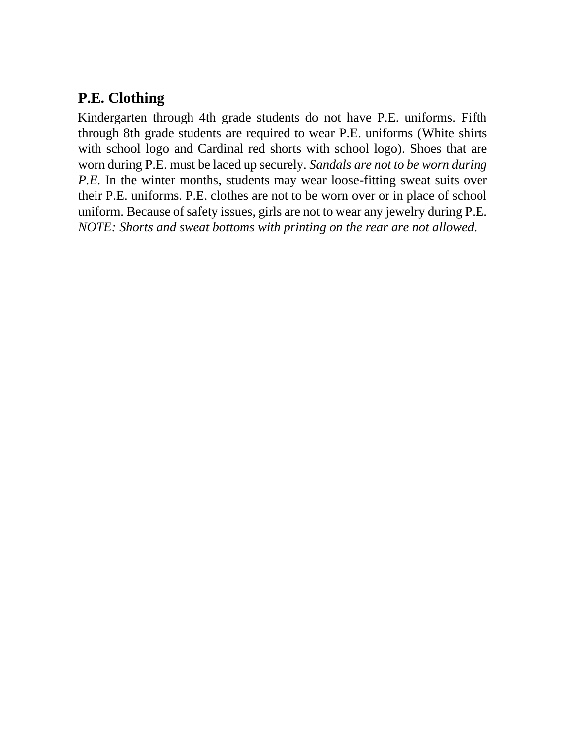## P.E. Clothing

Kindergarten through 4th grade students do not have P.E. uniforms. Fifth through 8th grade students are required to wear P.E. uniforms (White shirts with school logo and Cardinal red shorts with school logo). Shoes that are worn during P.E. must be laced up securely. *Sandals are not to be worn during P.E.* In the winter months, students may wear loose-fitting sweat suits over their P.E. uniforms. P.E. clothes are not to be worn over or in place of school uniform. Because of safety issues, girls are not to wear any jewelry during P.E. *NOTE: Shorts and sweat bottoms with printing on the rear are not allowed.*